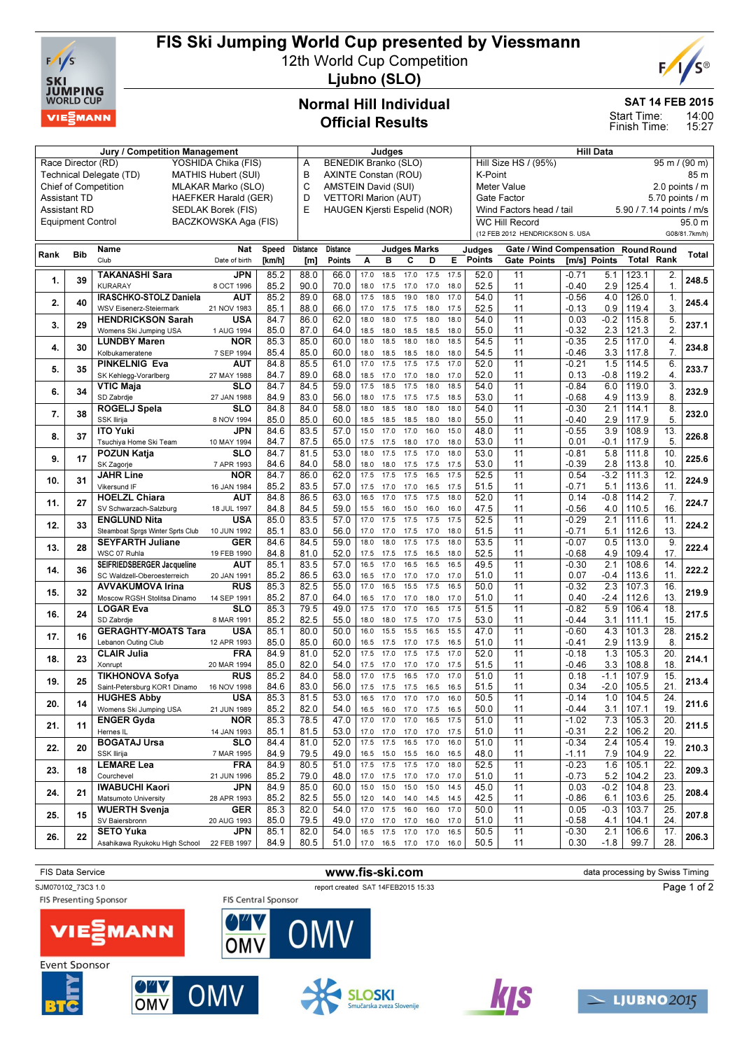# FIS Ski Jumping World Cup presented by Viessmann

12th World Cup Competition

Ljubno (SLO)

## Normal Hill Individual

## Official Results

SAT 14 FEB 2015

Start Time: 14:00

Finish Time: 15:27

| Jury / Competition Management | | Judges | | Hill Data | |
|---|---|---|---|---|---|
| Race Director (RD) | YOSHIDA Chika (FIS) | A | BENEDIK Branko (SLO) | Hill Size HS / (95%) | 95 m / (90 m) |
| Technical Delegate (TD) | MATHIS Hubert (SUI) | B | AXINTE Constan (ROU) | K-Point | 85 m |
| Chief of Competition | MLAKAR Marko (SLO) | C | AMSTEIN David (SUI) | Meter Value | 2.0 points / m |
| Assistant TD | HAEFKER Harald (GER) | D | VETTORI Marion (AUT) | Gate Factor | 5.70 points / m |
| Assistant RD | SEDLAK Borek (FIS) | E | HAUGEN Kjersti Espelid (NOR) | Wind Factors head / tail | 5.90 / 7.14 points / m/s |
| Equipment Control | BACZKOWSKA Aga (FIS) | | | WC Hill Record | 95.0 m |
| | | | | (12 FEB 2012 HENDRICKSON S. USA | G08/81.7km/h) |

| Rank | Bib | Name / Club | Nat / Date of birth | Speed [km/h] | Distance [m] | Distance Points | A | B | C | D | E | Judges Points | Gate | Gate Points | Wind [m/s] | Wind Points | Round Total | Round Rank | Total |
|---|---|---|---|---|---|---|---|---|---|---|---|---|---|---|---|---|---|---|---|
| 1. | 39 | TAKANASHI Sara | JPN | 85.2 | 88.0 | 66.0 | 17.0 | 18.5 | 17.0 | 17.5 | 17.5 | 52.0 | 11 | | -0.71 | 5.1 | 123.1 | 2. | 248.5 |
| | | KURARAY | 8 OCT 1996 | 85.2 | 90.0 | 70.0 | 18.0 | 17.5 | 17.0 | 17.0 | 18.0 | 52.5 | 11 | | -0.40 | 2.9 | 125.4 | 1. | |
| 2. | 40 | IRASCHKO-STOLZ Daniela | AUT | 85.2 | 89.0 | 68.0 | 17.5 | 18.5 | 19.0 | 18.0 | 17.0 | 54.0 | 11 | | -0.56 | 4.0 | 126.0 | 1. | 245.4 |
| | | WSV Eisenerz-Steiermark | 21 NOV 1983 | 85.1 | 88.0 | 66.0 | 17.0 | 17.5 | 17.5 | 18.0 | 17.5 | 52.5 | 11 | | -0.13 | 0.9 | 119.4 | 3. | |
| 3. | 29 | HENDRICKSON Sarah | USA | 84.7 | 86.0 | 62.0 | 18.0 | 18.0 | 17.5 | 18.0 | 18.0 | 54.0 | 11 | | 0.03 | -0.2 | 115.8 | 6. | 237.1 |
| | | Womens Ski Jumping USA | 1 AUG 1994 | 85.0 | 87.0 | 64.0 | 18.5 | 18.0 | 18.5 | 18.5 | 18.0 | 55.0 | 11 | | -0.32 | 2.3 | 121.3 | 2. | |
| 4. | 30 | LUNDBY Maren | NOR | 85.3 | 85.0 | 60.0 | 18.0 | 18.5 | 18.0 | 18.0 | 18.5 | 54.5 | 11 | | -0.35 | 2.5 | 117.0 | 4. | 234.8 |
| | | Kolbukameratene | 7 SEP 1994 | 85.4 | 85.0 | 60.0 | 18.0 | 18.5 | 18.5 | 18.0 | 18.0 | 54.5 | 11 | | -0.46 | 3.3 | 117.8 | 7. | |
| 5. | 35 | PINKELNIG Eva | AUT | 84.8 | 85.5 | 61.0 | 17.0 | 17.5 | 17.5 | 17.5 | 17.0 | 52.0 | 11 | | -0.21 | 1.5 | 114.5 | 6. | 233.7 |
| | | SK Kehlegg-Vorarlberg | 27 MAY 1988 | 84.7 | 89.0 | 68.0 | 18.5 | 17.0 | 17.0 | 18.0 | 17.0 | 52.0 | 11 | | 0.13 | -0.8 | 119.2 | 4. | |
| 6. | 34 | VTIC Maja | SLO | 84.7 | 84.5 | 59.0 | 17.5 | 18.5 | 17.5 | 18.0 | 18.5 | 54.0 | 11 | | -0.84 | 6.0 | 119.0 | 3. | 232.9 |
| | | SD Zabrdje | 27 JAN 1988 | 84.9 | 83.0 | 56.0 | 18.0 | 17.5 | 17.5 | 17.5 | 18.5 | 53.0 | 11 | | -0.68 | 4.9 | 113.9 | 8. | |
| 7. | 38 | ROGELJ Spela | SLO | 84.8 | 84.0 | 58.0 | 18.0 | 18.5 | 18.0 | 18.0 | 18.0 | 54.0 | 11 | | -0.30 | 2.1 | 114.1 | 8. | 232.0 |
| | | SSK Ilirija | 8 NOV 1994 | 85.0 | 85.0 | 60.0 | 18.5 | 18.5 | 18.0 | 18.5 | 18.0 | 55.0 | 11 | | -0.40 | 2.9 | 117.9 | 5. | |
| 8. | 37 | ITO Yuki | JPN | 84.6 | 83.5 | 57.0 | 15.0 | 17.0 | 17.0 | 16.0 | 15.0 | 48.0 | 11 | | -0.55 | 3.9 | 108.9 | 13. | 226.8 |
| | | Tsuchiya Home Ski Team | 10 MAY 1994 | 84.7 | 87.5 | 65.0 | 17.5 | 17.5 | 18.0 | 17.0 | 18.0 | 53.0 | 11 | | 0.01 | -0.1 | 117.9 | 5. | |
| 9. | 17 | POZUN Katja | SLO | 84.7 | 81.5 | 53.0 | 18.0 | 17.5 | 17.5 | 17.0 | 18.0 | 53.0 | 11 | | -0.81 | 5.8 | 111.8 | 10. | 225.6 |
| | | SK Zagorje | 7 APR 1993 | 84.6 | 84.0 | 58.0 | 18.0 | 18.0 | 17.5 | 17.5 | 17.5 | 53.0 | 11 | | -0.39 | 2.8 | 113.8 | 10. | |
| 10. | 31 | JAHR Line | NOR | 84.7 | 86.0 | 62.0 | 17.5 | 17.5 | 17.5 | 16.5 | 17.5 | 52.5 | 11 | | 0.54 | -3.2 | 111.3 | 12. | 224.9 |
| | | Vikersund IF | 16 JAN 1984 | 85.2 | 83.5 | 57.0 | 17.5 | 17.0 | 17.0 | 16.5 | 17.5 | 51.5 | 11 | | -0.71 | 5.1 | 113.6 | 11. | |
| 11. | 27 | HOELZL Chiara | AUT | 84.8 | 86.5 | 63.0 | 16.5 | 17.0 | 17.5 | 17.5 | 18.0 | 52.0 | 11 | | 0.14 | -0.8 | 114.2 | 7. | 224.7 |
| | | SV Schwarzach-Salzburg | 18 JUL 1997 | 84.8 | 84.5 | 59.0 | 15.5 | 16.0 | 15.0 | 16.0 | 16.0 | 47.5 | 11 | | -0.56 | 4.0 | 110.5 | 16. | |
| 12. | 33 | ENGLUND Nita | USA | 85.0 | 83.5 | 57.0 | 17.0 | 17.5 | 17.5 | 17.5 | 17.5 | 52.5 | 11 | | -0.29 | 2.1 | 111.6 | 11. | 224.2 |
| | | Steamboat Sprgs Winter Sprts Club | 10 JUN 1992 | 85.1 | 83.0 | 56.0 | 17.0 | 17.0 | 17.5 | 17.0 | 18.0 | 51.5 | 11 | | -0.71 | 5.1 | 112.6 | 13. | |
| 13. | 28 | SEYFARTH Juliane | GER | 84.6 | 84.5 | 59.0 | 18.0 | 18.0 | 17.5 | 17.5 | 18.0 | 53.5 | 11 | | -0.07 | 0.5 | 113.0 | 9. | 222.4 |
| | | WSC 07 Ruhla | 19 FEB 1990 | 84.8 | 81.0 | 52.0 | 17.5 | 17.5 | 17.5 | 16.5 | 18.0 | 52.5 | 11 | | -0.68 | 4.9 | 109.4 | 17. | |
| 14. | 36 | SEIFRIEDSBERGER Jacqueline | AUT | 85.1 | 83.5 | 57.0 | 16.5 | 17.0 | 16.5 | 16.5 | 16.5 | 49.5 | 11 | | -0.30 | 2.1 | 108.6 | 14. | 222.2 |
| | | SC Waldzell-Oberoesterreich | 20 JAN 1991 | 85.2 | 86.5 | 63.0 | 16.5 | 17.0 | 17.0 | 17.0 | 17.0 | 51.0 | 11 | | 0.07 | -0.4 | 113.6 | 11. | |
| 15. | 32 | AVVAKUMOVA Irina | RUS | 85.3 | 82.5 | 55.0 | 17.0 | 16.5 | 15.5 | 17.5 | 16.5 | 50.0 | 11 | | -0.32 | 2.3 | 107.3 | 16. | 219.9 |
| | | Moscow RGSH Stolitsa Dinamo | 14 SEP 1991 | 85.2 | 87.0 | 64.0 | 16.5 | 17.0 | 17.0 | 18.0 | 17.0 | 51.0 | 11 | | 0.40 | -2.4 | 112.6 | 13. | |
| 16. | 24 | LOGAR Eva | SLO | 85.3 | 79.5 | 49.0 | 17.5 | 17.0 | 17.0 | 16.5 | 17.5 | 51.5 | 11 | | -0.82 | 5.9 | 106.4 | 18. | 217.5 |
| | | SD Zabrdje | 8 MAR 1991 | 85.2 | 82.5 | 55.0 | 18.0 | 18.0 | 17.5 | 17.0 | 17.5 | 53.0 | 11 | | -0.44 | 3.1 | 111.1 | 15. | |
| 17. | 16 | GERAGHTY-MOATS Tara | USA | 85.1 | 80.0 | 50.0 | 16.0 | 15.5 | 15.5 | 16.5 | 15.5 | 47.0 | 11 | | -0.60 | 4.3 | 101.3 | 28. | 215.2 |
| | | Lebanon Outing Club | 12 APR 1993 | 85.0 | 85.0 | 60.0 | 16.5 | 17.5 | 17.0 | 17.5 | 16.5 | 51.0 | 11 | | -0.41 | 2.9 | 113.9 | 8. | |
| 18. | 23 | CLAIR Julia | FRA | 84.9 | 81.0 | 52.0 | 17.5 | 17.0 | 17.5 | 17.5 | 17.5 | 52.0 | 11 | | -0.18 | 1.3 | 105.3 | 20. | 214.1 |
| | | Xonrupt | 20 MAR 1994 | 85.0 | 82.0 | 54.0 | 17.5 | 17.0 | 17.0 | 17.0 | 17.5 | 51.5 | 11 | | -0.46 | 3.3 | 108.8 | 18. | |
| 19. | 25 | TIKHONOVA Sofya | RUS | 85.2 | 84.0 | 58.0 | 17.0 | 17.5 | 16.5 | 17.0 | 17.0 | 51.0 | 11 | | 0.18 | -1.1 | 107.9 | 15. | 213.4 |
| | | Saint-Petersburg KOR1 Dinamo | 16 NOV 1998 | 84.6 | 83.0 | 56.0 | 17.5 | 17.5 | 17.5 | 16.5 | 16.5 | 51.5 | 11 | | 0.34 | -2.0 | 105.5 | 21. | |
| 20. | 14 | HUGHES Abby | USA | 85.3 | 81.5 | 53.0 | 16.5 | 17.0 | 17.0 | 17.0 | 16.0 | 50.5 | 11 | | -0.14 | 1.0 | 104.5 | 24. | 211.6 |
| | | Womens Ski Jumping USA | 21 JUN 1989 | 85.2 | 82.0 | 54.0 | 16.5 | 16.0 | 17.0 | 17.5 | 16.5 | 50.0 | 11 | | -0.44 | 3.1 | 107.1 | 19. | |
| 21. | 11 | ENGER Gyda | NOR | 85.3 | 78.5 | 47.0 | 17.0 | 17.0 | 17.0 | 16.5 | 17.5 | 51.0 | 11 | | -1.02 | 7.3 | 105.3 | 20. | 211.5 |
| | | Hernes IL | 14 JAN 1993 | 85.1 | 81.5 | 53.0 | 17.0 | 17.0 | 17.0 | 17.0 | 17.5 | 51.0 | 11 | | -0.31 | 2.2 | 106.2 | 20. | |
| 22. | 20 | BOGATAJ Ursa | SLO | 84.4 | 81.0 | 52.0 | 17.5 | 17.5 | 16.5 | 17.0 | 16.0 | 51.0 | 11 | | -0.34 | 2.4 | 105.4 | 19. | 210.3 |
| | | SSK Ilirija | 7 MAR 1995 | 84.9 | 79.5 | 49.0 | 16.5 | 15.0 | 15.5 | 16.0 | 16.5 | 48.0 | 11 | | -1.11 | 7.9 | 104.9 | 22. | |
| 23. | 18 | LEMARE Lea | FRA | 84.9 | 80.5 | 51.0 | 17.5 | 17.5 | 17.5 | 17.0 | 18.0 | 52.5 | 11 | | -0.23 | 1.6 | 105.1 | 22. | 209.3 |
| | | Courchevel | 21 JUN 1996 | 85.2 | 79.0 | 48.0 | 17.0 | 17.5 | 17.0 | 17.0 | 17.0 | 51.0 | 11 | | -0.73 | 5.2 | 104.2 | 23. | |
| 24. | 21 | IWABUCHI Kaori | JPN | 84.9 | 85.0 | 60.0 | 15.0 | 15.0 | 15.0 | 15.0 | 14.5 | 45.0 | 11 | | 0.03 | -0.2 | 104.8 | 23. | 208.4 |
| | | Matsumoto University | 28 APR 1993 | 85.2 | 82.5 | 55.0 | 12.0 | 14.0 | 14.0 | 14.5 | 14.5 | 42.5 | 11 | | -0.86 | 6.1 | 103.6 | 25. | |
| 25. | 15 | WUERTH Svenja | GER | 85.3 | 82.0 | 54.0 | 17.0 | 17.5 | 16.0 | 16.0 | 17.0 | 50.0 | 11 | | 0.05 | -0.3 | 103.7 | 25. | 207.8 |
| | | SV Baiersbronn | 20 AUG 1993 | 85.0 | 79.5 | 49.0 | 17.0 | 17.0 | 17.0 | 16.0 | 17.0 | 51.0 | 11 | | -0.58 | 4.1 | 104.1 | 24. | |
| 26. | 22 | SETO Yuka | JPN | 85.1 | 82.0 | 54.0 | 16.5 | 17.5 | 17.0 | 17.0 | 16.5 | 50.5 | 11 | | -0.30 | 2.1 | 106.6 | 17. | 206.3 |
| | | Asahikawa Ryukoku High School | 22 FEB 1997 | 84.9 | 80.5 | 51.0 | 17.0 | 16.5 | 17.0 | 17.0 | 16.0 | 50.5 | 11 | | 0.30 | -1.8 | 99.7 | 28. | |

FIS Data Service | www.fis-ski.com | data processing by Swiss Timing

SJM070102_73C3 1.0 | report created SAT 14FEB2015 15:33

FIS Presenting Sponsor: VIESSMANN | FIS Central Sponsor: OMV

Event Sponsor: BTC, OMV, SLOSKI Smučarska zveza Slovenije, KLS, LJUBNO 2015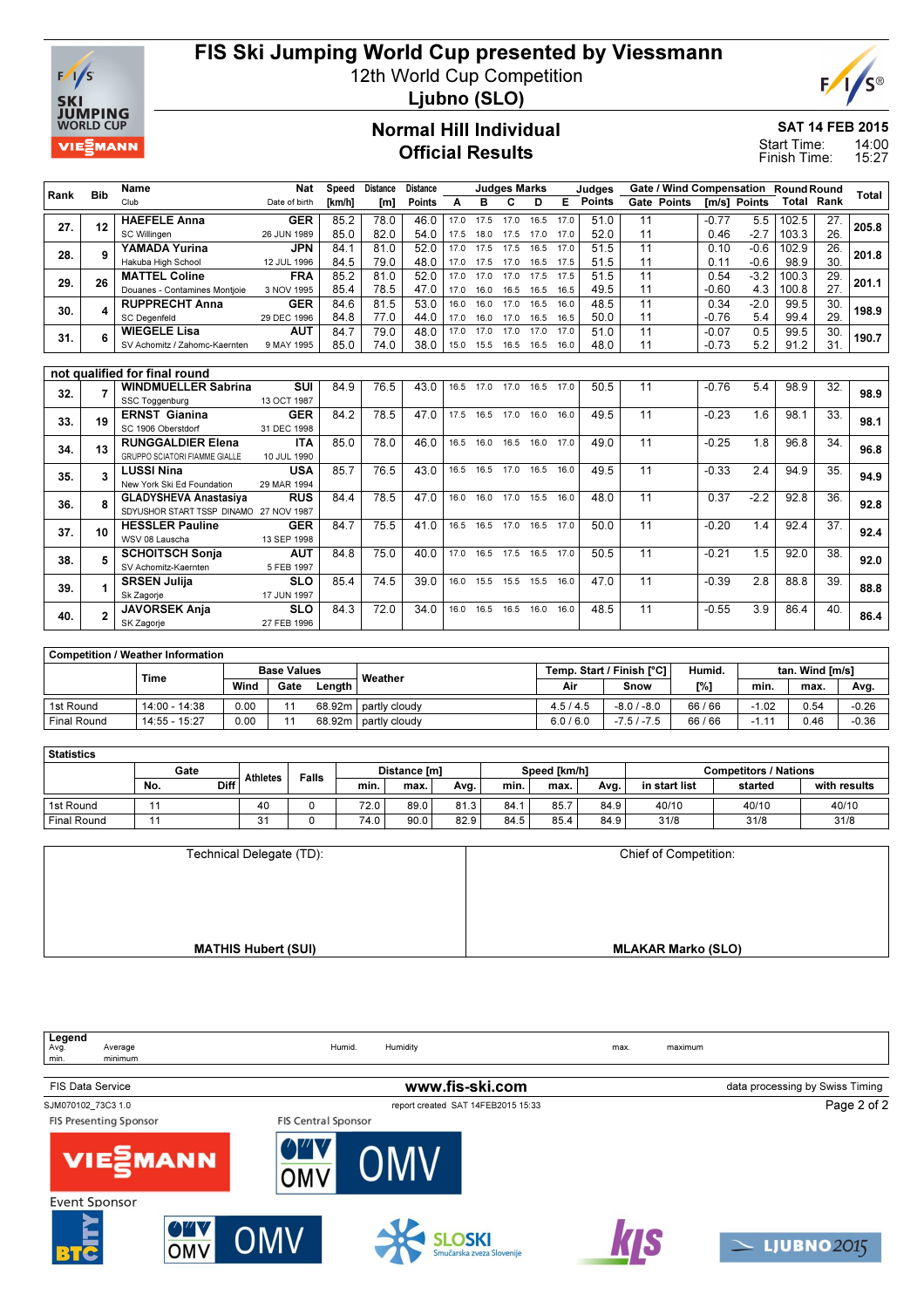# FIS Ski Jumping World Cup presented by Viessmann

12th World Cup Competition

Ljubno (SLO)

## Normal Hill Individual
## Official Results

SAT 14 FEB 2015

Start Time: 14:00

Finish Time: 15:27

| Rank | Bib | Name / Club | Nat / Date of birth | Speed [km/h] | Distance [m] | Distance Points | A | B | C | D | E | Judges Points | Gate | Gate Points | Wind [m/s] | Wind Points | Round Total | Round Rank | Total |
|---|---|---|---|---|---|---|---|---|---|---|---|---|---|---|---|---|---|---|---|
| 27. | 12 | HAEFELE Anna / SC Willingen | GER / 26 JUN 1989 | 85.2 | 78.0 | 46.0 | 17.0 | 17.5 | 17.0 | 16.5 | 17.0 | 51.0 | 11 | | -0.77 | 5.5 | 102.5 | 27. | 205.8 |
| | | | | 85.0 | 82.0 | 54.0 | 17.5 | 18.0 | 17.5 | 17.0 | 17.0 | 52.0 | 11 | | 0.46 | -2.7 | 103.3 | 26. | |
| 28. | 9 | YAMADA Yurina / Hakuba High School | JPN / 12 JUL 1996 | 84.1 | 81.0 | 52.0 | 17.0 | 17.5 | 17.5 | 16.5 | 17.0 | 51.5 | 11 | | 0.10 | -0.6 | 102.9 | 26. | 201.8 |
| | | | | 84.5 | 79.0 | 48.0 | 17.0 | 17.5 | 17.0 | 16.5 | 17.5 | 51.5 | 11 | | 0.11 | -0.6 | 98.9 | 30. | |
| 29. | 26 | MATTEL Coline / Douanes - Contamines Montjoie | FRA / 3 NOV 1995 | 85.2 | 81.0 | 52.0 | 17.0 | 17.0 | 17.0 | 17.5 | 17.5 | 51.5 | 11 | | 0.54 | -3.2 | 100.3 | 29. | 201.1 |
| | | | | 85.4 | 78.5 | 47.0 | 17.0 | 16.0 | 16.5 | 16.5 | 16.5 | 49.5 | 11 | | -0.60 | 4.3 | 100.8 | 27. | |
| 30. | 4 | RUPPRECHT Anna / SC Degenfeld | GER / 29 DEC 1996 | 84.6 | 81.5 | 53.0 | 16.0 | 16.0 | 17.0 | 16.5 | 16.0 | 48.5 | 11 | | 0.34 | -2.0 | 99.5 | 30. | 198.9 |
| | | | | 84.8 | 77.0 | 44.0 | 17.0 | 16.0 | 17.0 | 16.5 | 16.5 | 50.0 | 11 | | -0.76 | 5.4 | 99.4 | 29. | |
| 31. | 6 | WIEGELE Lisa / SV Achomitz / Zahomc-Kaernten | AUT / 9 MAY 1995 | 84.7 | 79.0 | 48.0 | 17.0 | 17.0 | 17.0 | 17.0 | 17.0 | 51.0 | 11 | | -0.07 | 0.5 | 99.5 | 30. | 190.7 |
| | | | | 85.0 | 74.0 | 38.0 | 15.0 | 15.5 | 16.5 | 16.5 | 16.0 | 48.0 | 11 | | -0.73 | 5.2 | 91.2 | 31. | |

### not qualified for final round

| Rank | Bib | Name / Club | Nat / Date of birth | Speed [km/h] | Distance [m] | Distance Points | A | B | C | D | E | Judges Points | Gate | Gate Points | Wind [m/s] | Wind Points | Round Total | Round Rank | Total |
|---|---|---|---|---|---|---|---|---|---|---|---|---|---|---|---|---|---|---|---|
| 32. | 7 | WINDMUELLER Sabrina / SSC Toggenburg | SUI / 13 OCT 1987 | 84.9 | 76.5 | 43.0 | 16.5 | 17.0 | 17.0 | 16.5 | 17.0 | 50.5 | 11 | | -0.76 | 5.4 | 98.9 | 32. | 98.9 |
| 33. | 19 | ERNST Gianina / SC 1906 Oberstdorf | GER / 31 DEC 1998 | 84.2 | 78.5 | 47.0 | 17.5 | 16.5 | 17.0 | 16.0 | 16.0 | 49.5 | 11 | | -0.23 | 1.6 | 98.1 | 33. | 98.1 |
| 34. | 13 | RUNGGALDIER Elena / GRUPPO SCIATORI FIAMME GIALLE | ITA / 10 JUL 1990 | 85.0 | 78.0 | 46.0 | 16.5 | 16.0 | 16.5 | 16.0 | 17.0 | 49.0 | 11 | | -0.25 | 1.8 | 96.8 | 34. | 96.8 |
| 35. | 3 | LUSSI Nina / New York Ski Ed Foundation | USA / 29 MAR 1994 | 85.7 | 76.5 | 43.0 | 16.5 | 16.5 | 17.0 | 16.5 | 16.0 | 49.5 | 11 | | -0.33 | 2.4 | 94.9 | 35. | 94.9 |
| 36. | 8 | GLADYSHEVA Anastasiya / SDYUSHOR START TSSP DINAMO | RUS / 27 NOV 1987 | 84.4 | 78.5 | 47.0 | 16.0 | 16.0 | 17.0 | 15.5 | 16.0 | 48.0 | 11 | | 0.37 | -2.2 | 92.8 | 36. | 92.8 |
| 37. | 10 | HESSLER Pauline / WSV 08 Lauscha | GER / 13 SEP 1998 | 84.7 | 75.5 | 41.0 | 16.5 | 16.5 | 17.0 | 16.5 | 17.0 | 50.0 | 11 | | -0.20 | 1.4 | 92.4 | 37. | 92.4 |
| 38. | 5 | SCHOITSCH Sonja / SV Achomitz-Kaernten | AUT / 5 FEB 1997 | 84.8 | 75.0 | 40.0 | 17.0 | 16.5 | 17.5 | 16.5 | 17.0 | 50.5 | 11 | | -0.21 | 1.5 | 92.0 | 38. | 92.0 |
| 39. | 1 | SRSEN Julija / Sk Zagorje | SLO / 17 JUN 1997 | 85.4 | 74.5 | 39.0 | 16.0 | 15.5 | 15.5 | 15.5 | 16.0 | 47.0 | 11 | | -0.39 | 2.8 | 88.8 | 39. | 88.8 |
| 40. | 2 | JAVORSEK Anja / SK Zagorje | SLO / 27 FEB 1996 | 84.3 | 72.0 | 34.0 | 16.0 | 16.5 | 16.5 | 16.0 | 16.0 | 48.5 | 11 | | -0.55 | 3.9 | 86.4 | 40. | 86.4 |

### Competition / Weather Information

| | Time | Base Values Wind | Base Values Gate | Base Values Length | Weather | Temp. Air Start / Finish [°C] | Temp. Snow Start / Finish [°C] | Humid. [%] | tan. Wind min. [m/s] | tan. Wind max. [m/s] | tan. Wind Avg. [m/s] |
|---|---|---|---|---|---|---|---|---|---|---|---|
| 1st Round | 14:00 - 14:38 | 0.00 | 11 | 68.92m | partly cloudy | 4.5 / 4.5 | -8.0 / -8.0 | 66 / 66 | -1.02 | 0.54 | -0.26 |
| Final Round | 14:55 - 15:27 | 0.00 | 11 | 68.92m | partly cloudy | 6.0 / 6.0 | -7.5 / -7.5 | 66 / 66 | -1.11 | 0.46 | -0.36 |

### Statistics

| | Gate No. | Gate Diff | Athletes | Falls | Distance min. [m] | Distance max. [m] | Distance Avg. [m] | Speed min. [km/h] | Speed max. [km/h] | Speed Avg. [km/h] | Competitors / Nations in start list | started | with results |
|---|---|---|---|---|---|---|---|---|---|---|---|---|---|
| 1st Round | 11 | | 40 | 0 | 72.0 | 89.0 | 81.3 | 84.1 | 85.7 | 84.9 | 40/10 | 40/10 | 40/10 |
| Final Round | 11 | | 31 | 0 | 74.0 | 90.0 | 82.9 | 84.5 | 85.4 | 84.9 | 31/8 | 31/8 | 31/8 |

| Technical Delegate (TD): | Chief of Competition: |
|---|---|
| MATHIS Hubert (SUI) | MLAKAR Marko (SLO) |

**Legend**

Avg. Average
min. minimum
Humid. Humidity
max. maximum

FIS Data Service — www.fis-ski.com — data processing by Swiss Timing

SJM070102_73C3 1.0 — report created SAT 14FEB2015 15:33

FIS Presenting Sponsor — FIS Central Sponsor — Event Sponsor